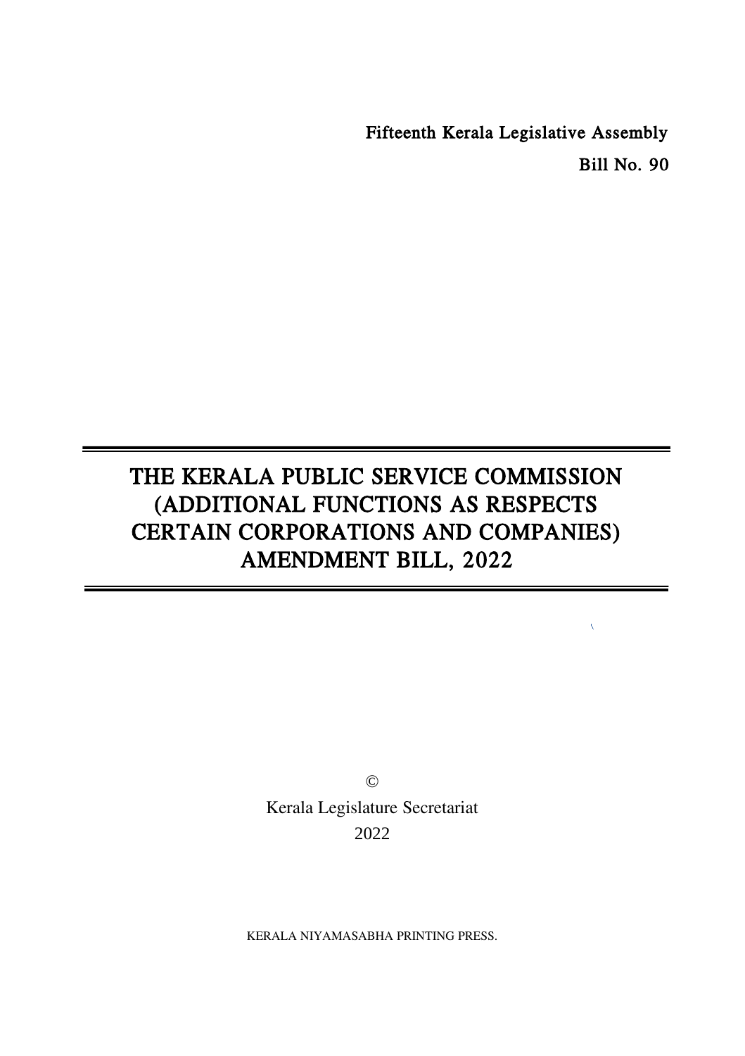Fifteenth Kerala Legislative Assembly

Bill No. 90

# THE KERALA PUBLIC SERVICE COMMISSION (ADDITIONAL FUNCTIONS AS RESPECTS CERTAIN CORPORATIONS AND COMPANIES) AMENDMENT BILL, 2022

©

Kerala Legislature Secretariat

2022

KERALA NIYAMASABHA PRINTING PRESS.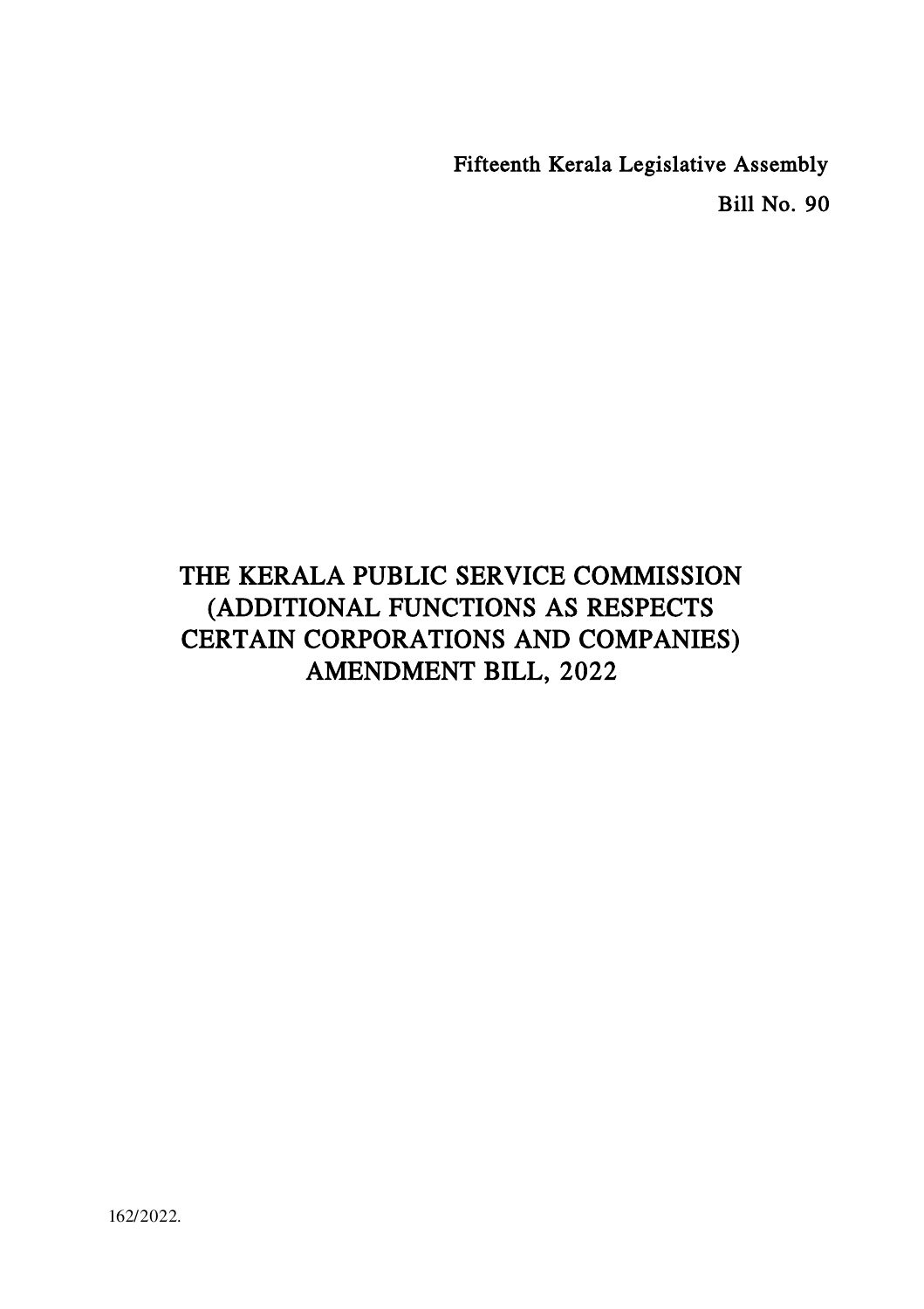Fifteenth Kerala Legislative Assembly

Bill No. 90

# THE KERALA PUBLIC SERVICE COMMISSION (ADDITIONAL FUNCTIONS AS RESPECTS CERTAIN CORPORATIONS AND COMPANIES) AMENDMENT BILL, 2022

162/2022.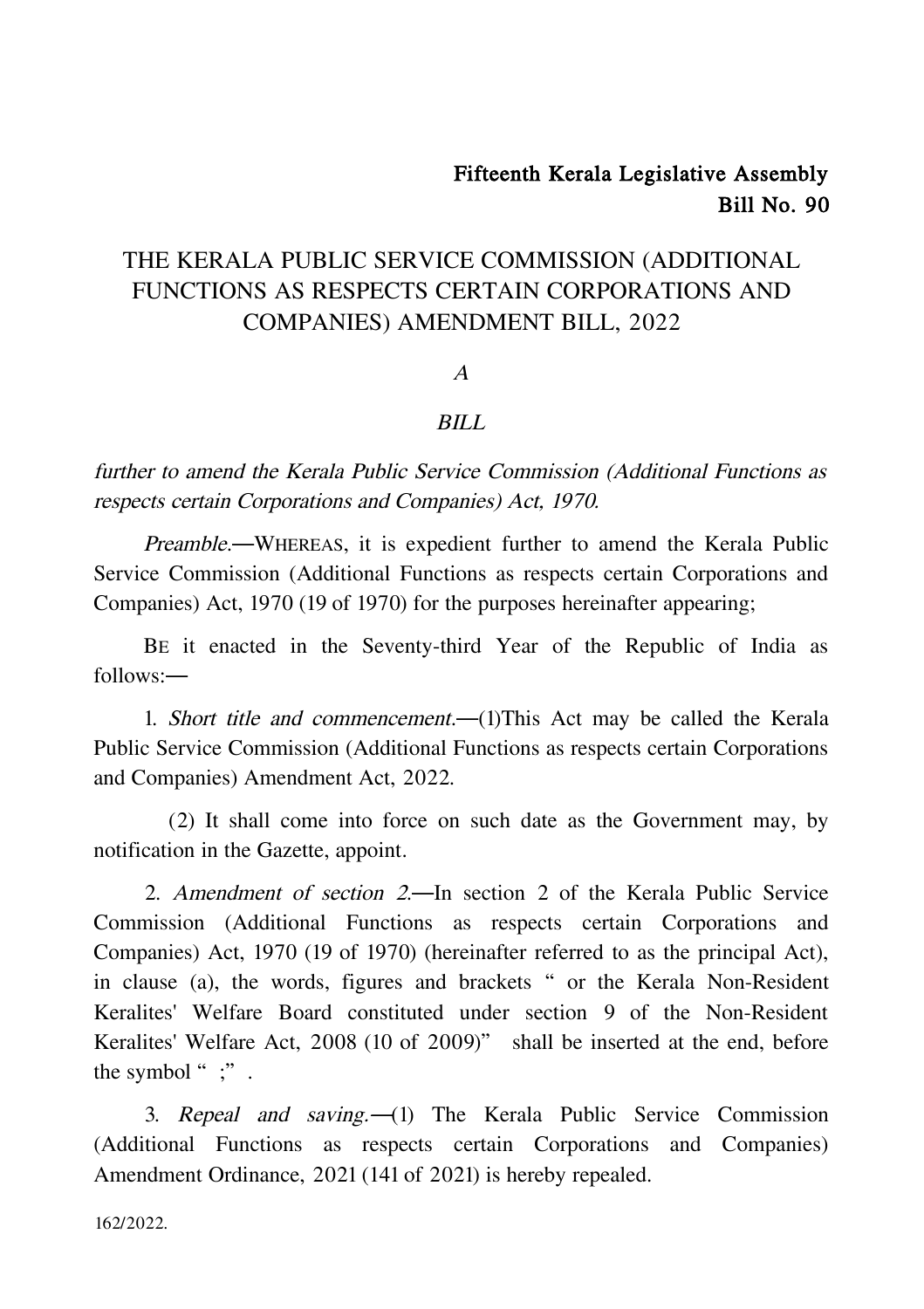**Fifteenth Kerala Legislative Assembly**
**Bill No. 90**

# THE KERALA PUBLIC SERVICE COMMISSION (ADDITIONAL FUNCTIONS AS RESPECTS CERTAIN CORPORATIONS AND COMPANIES) AMENDMENT BILL, 2022

*A*

*BILL*

*further to amend the Kerala Public Service Commission (Additional Functions as respects certain Corporations and Companies) Act, 1970.*

*Preamble.*—WHEREAS, it is expedient further to amend the Kerala Public Service Commission (Additional Functions as respects certain Corporations and Companies) Act, 1970 (19 of 1970) for the purposes hereinafter appearing;

BE it enacted in the Seventy-third Year of the Republic of India as follows:—

1. *Short title and commencement.*—(1)This Act may be called the Kerala Public Service Commission (Additional Functions as respects certain Corporations and Companies) Amendment Act, 2022.

(2) It shall come into force on such date as the Government may, by notification in the Gazette, appoint.

2. *Amendment of section 2.*—In section 2 of the Kerala Public Service Commission (Additional Functions as respects certain Corporations and Companies) Act, 1970 (19 of 1970) (hereinafter referred to as the principal Act), in clause (a), the words, figures and brackets " or the Kerala Non-Resident Keralites' Welfare Board constituted under section 9 of the Non-Resident Keralites' Welfare Act, 2008 (10 of 2009)" shall be inserted at the end, before the symbol " ;" .

3. *Repeal and saving.*—(1) The Kerala Public Service Commission (Additional Functions as respects certain Corporations and Companies) Amendment Ordinance, 2021 (141 of 2021) is hereby repealed.

162/2022.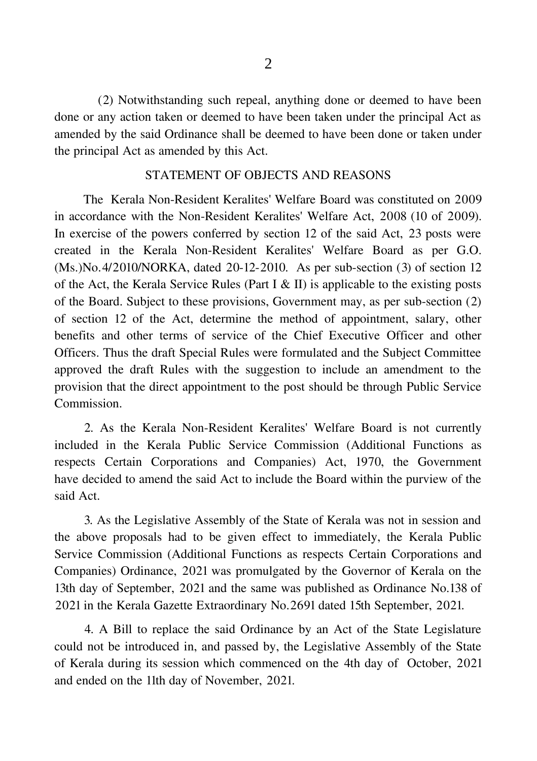(2) Notwithstanding such repeal, anything done or deemed to have been done or any action taken or deemed to have been taken under the principal Act as amended by the said Ordinance shall be deemed to have been done or taken under the principal Act as amended by this Act.

## STATEMENT OF OBJECTS AND REASONS

The Kerala Non-Resident Keralites' Welfare Board was constituted on 2009 in accordance with the Non-Resident Keralites' Welfare Act, 2008 (10 of 2009). In exercise of the powers conferred by section 12 of the said Act, 23 posts were created in the Kerala Non-Resident Keralites' Welfare Board as per G.O.(Ms.)No.4/2010/NORKA, dated 20-12-2010. As per sub-section (3) of section 12 of the Act, the Kerala Service Rules (Part I & II) is applicable to the existing posts of the Board. Subject to these provisions, Government may, as per sub-section (2) of section 12 of the Act, determine the method of appointment, salary, other benefits and other terms of service of the Chief Executive Officer and other Officers. Thus the draft Special Rules were formulated and the Subject Committee approved the draft Rules with the suggestion to include an amendment to the provision that the direct appointment to the post should be through Public Service Commission.

2. As the Kerala Non-Resident Keralites' Welfare Board is not currently included in the Kerala Public Service Commission (Additional Functions as respects Certain Corporations and Companies) Act, 1970, the Government have decided to amend the said Act to include the Board within the purview of the said Act.

3. As the Legislative Assembly of the State of Kerala was not in session and the above proposals had to be given effect to immediately, the Kerala Public Service Commission (Additional Functions as respects Certain Corporations and Companies) Ordinance, 2021 was promulgated by the Governor of Kerala on the 13th day of September, 2021 and the same was published as Ordinance No.138 of 2021 in the Kerala Gazette Extraordinary No.2691 dated 15th September, 2021.

4. A Bill to replace the said Ordinance by an Act of the State Legislature could not be introduced in, and passed by, the Legislative Assembly of the State of Kerala during its session which commenced on the 4th day of October, 2021 and ended on the 11th day of November, 2021.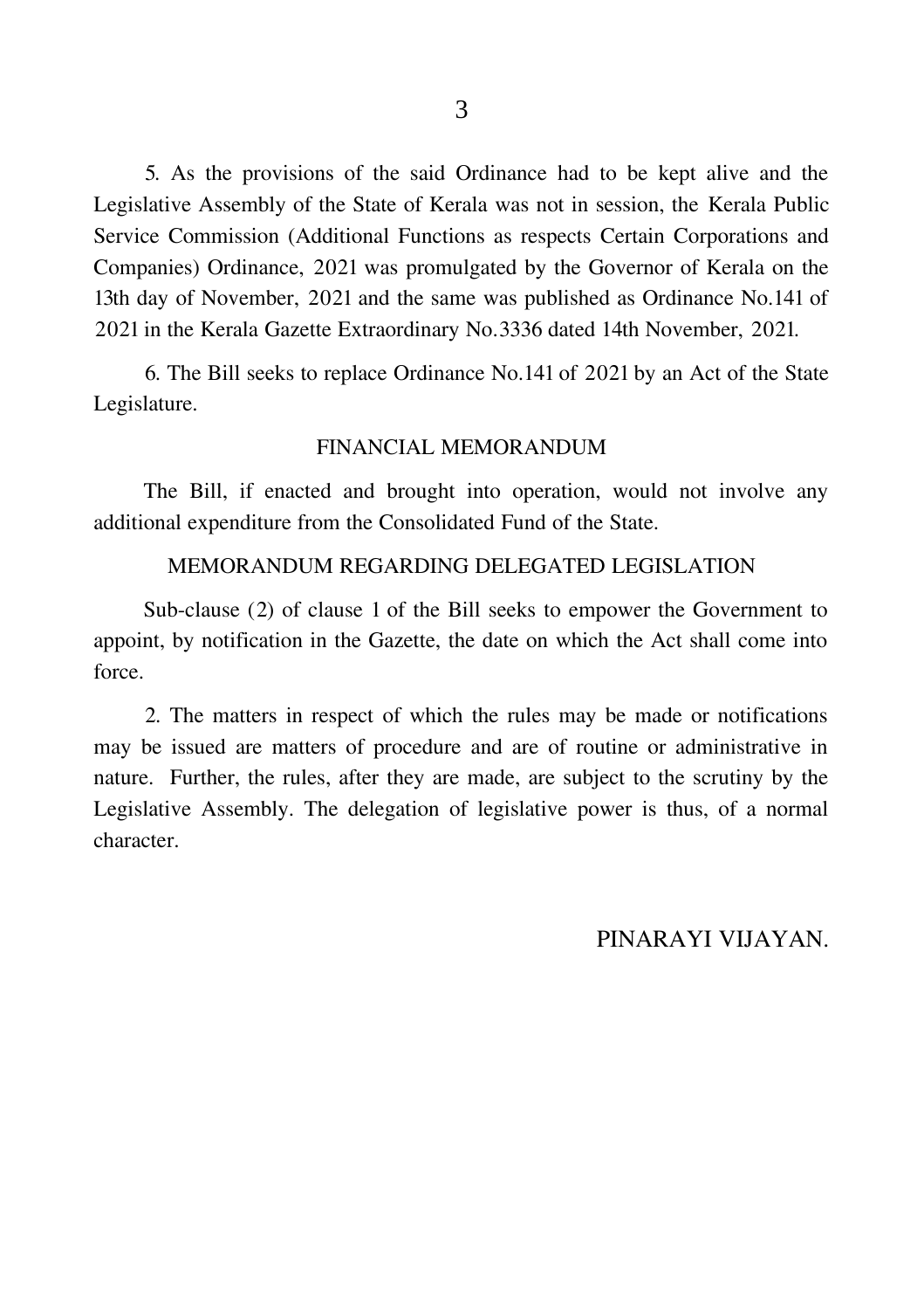5. As the provisions of the said Ordinance had to be kept alive and the Legislative Assembly of the State of Kerala was not in session, the Kerala Public Service Commission (Additional Functions as respects Certain Corporations and Companies) Ordinance, 2021 was promulgated by the Governor of Kerala on the 13th day of November, 2021 and the same was published as Ordinance No.141 of 2021 in the Kerala Gazette Extraordinary No.3336 dated 14th November, 2021.

6. The Bill seeks to replace Ordinance No.141 of 2021 by an Act of the State Legislature.

## FINANCIAL MEMORANDUM

The Bill, if enacted and brought into operation, would not involve any additional expenditure from the Consolidated Fund of the State.

## MEMORANDUM REGARDING DELEGATED LEGISLATION

Sub-clause (2) of clause 1 of the Bill seeks to empower the Government to appoint, by notification in the Gazette, the date on which the Act shall come into force.

2. The matters in respect of which the rules may be made or notifications may be issued are matters of procedure and are of routine or administrative in nature. Further, the rules, after they are made, are subject to the scrutiny by the Legislative Assembly. The delegation of legislative power is thus, of a normal character.

PINARAYI VIJAYAN.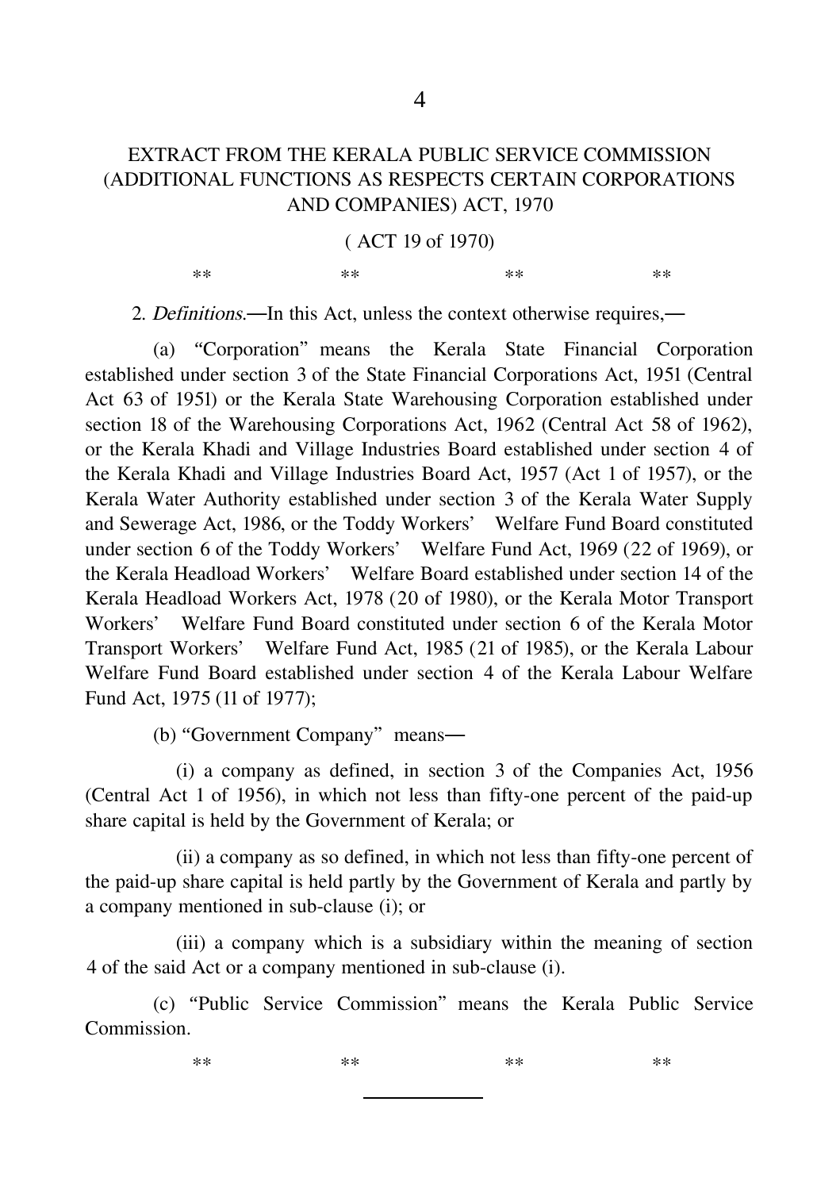## EXTRACT FROM THE KERALA PUBLIC SERVICE COMMISSION (ADDITIONAL FUNCTIONS AS RESPECTS CERTAIN CORPORATIONS AND COMPANIES) ACT, 1970

( ACT 19 of 1970)

** ** ** **

2. *Definitions.*—In this Act, unless the context otherwise requires,—

(a) "Corporation" means the Kerala State Financial Corporation established under section 3 of the State Financial Corporations Act, 1951 (Central Act 63 of 1951) or the Kerala State Warehousing Corporation established under section 18 of the Warehousing Corporations Act, 1962 (Central Act 58 of 1962), or the Kerala Khadi and Village Industries Board established under section 4 of the Kerala Khadi and Village Industries Board Act, 1957 (Act 1 of 1957), or the Kerala Water Authority established under section 3 of the Kerala Water Supply and Sewerage Act, 1986, or the Toddy Workers' Welfare Fund Board constituted under section 6 of the Toddy Workers' Welfare Fund Act, 1969 (22 of 1969), or the Kerala Headload Workers' Welfare Board established under section 14 of the Kerala Headload Workers Act, 1978 (20 of 1980), or the Kerala Motor Transport Workers' Welfare Fund Board constituted under section 6 of the Kerala Motor Transport Workers' Welfare Fund Act, 1985 (21 of 1985), or the Kerala Labour Welfare Fund Board established under section 4 of the Kerala Labour Welfare Fund Act, 1975 (11 of 1977);

(b) "Government Company" means—

(i) a company as defined, in section 3 of the Companies Act, 1956 (Central Act 1 of 1956), in which not less than fifty-one percent of the paid-up share capital is held by the Government of Kerala; or

(ii) a company as so defined, in which not less than fifty-one percent of the paid-up share capital is held partly by the Government of Kerala and partly by a company mentioned in sub-clause (i); or

(iii) a company which is a subsidiary within the meaning of section 4 of the said Act or a company mentioned in sub-clause (i).

(c) "Public Service Commission" means the Kerala Public Service Commission.

** ** ** **